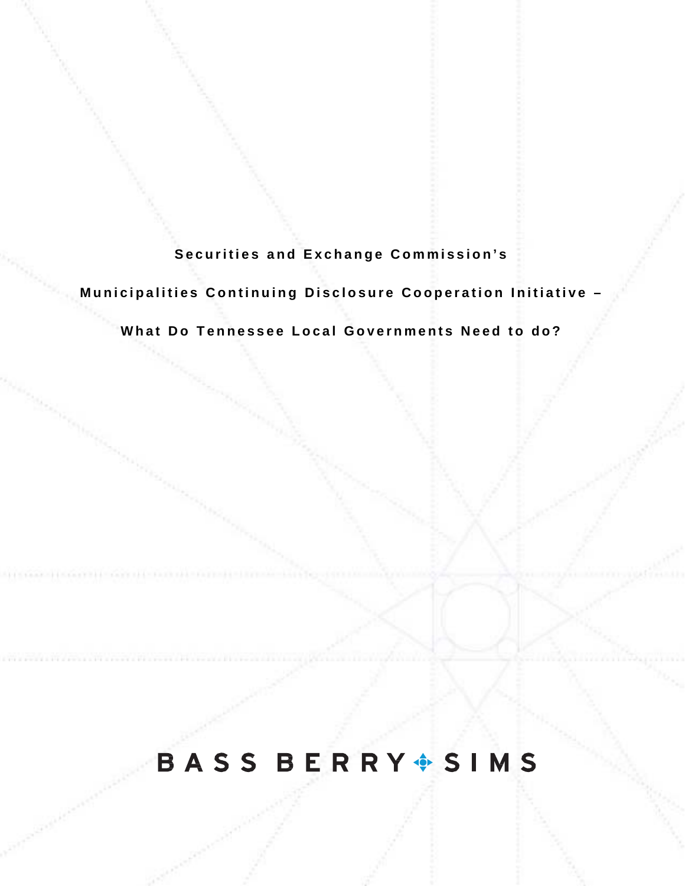# Securities and Exchange Commission's

# Municipalities Continuing Disclosure Cooperation Initiative –

# What Do Tennessee Local Governments Need to do?

BASS BERRY SIMS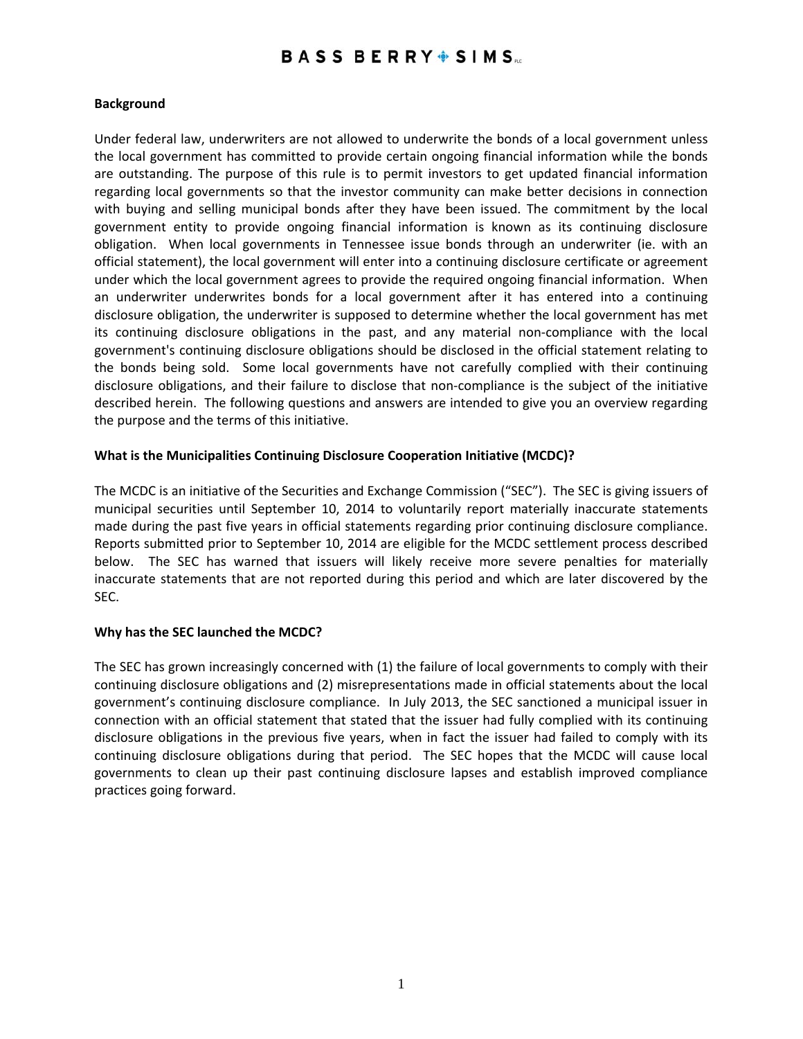**Background**

Under federal law, underwriters are not allowed to underwrite the bonds of a local government unless the local government has committed to provide certain ongoing financial information while the bonds are outstanding. The purpose of this rule is to permit investors to get updated financial information regarding local governments so that the investor community can make better decisions in connection with buying and selling municipal bonds after they have been issued. The commitment by the local government entity to provide ongoing financial information is known as its continuing disclosure obligation. When local governments in Tennessee issue bonds through an underwriter (ie. with an official statement), the local government will enter into a continuing disclosure certificate or agreement under which the local government agrees to provide the required ongoing financial information. When an underwriter underwrites bonds for a local government after it has entered into a continuing disclosure obligation, the underwriter is supposed to determine whether the local government has met its continuing disclosure obligations in the past, and any material non-compliance with the local government's continuing disclosure obligations should be disclosed in the official statement relating to the bonds being sold. Some local governments have not carefully complied with their continuing disclosure obligations, and their failure to disclose that non-compliance is the subject of the initiative described herein. The following questions and answers are intended to give you an overview regarding the purpose and the terms of this initiative.

**What is the Municipalities Continuing Disclosure Cooperation Initiative (MCDC)?**

The MCDC is an initiative of the Securities and Exchange Commission ("SEC"). The SEC is giving issuers of municipal securities until September 10, 2014 to voluntarily report materially inaccurate statements made during the past five years in official statements regarding prior continuing disclosure compliance. Reports submitted prior to September 10, 2014 are eligible for the MCDC settlement process described below. The SEC has warned that issuers will likely receive more severe penalties for materially inaccurate statements that are not reported during this period and which are later discovered by the SEC.

**Why has the SEC launched the MCDC?**

The SEC has grown increasingly concerned with (1) the failure of local governments to comply with their continuing disclosure obligations and (2) misrepresentations made in official statements about the local government's continuing disclosure compliance. In July 2013, the SEC sanctioned a municipal issuer in connection with an official statement that stated that the issuer had fully complied with its continuing disclosure obligations in the previous five years, when in fact the issuer had failed to comply with its continuing disclosure obligations during that period. The SEC hopes that the MCDC will cause local governments to clean up their past continuing disclosure lapses and establish improved compliance practices going forward.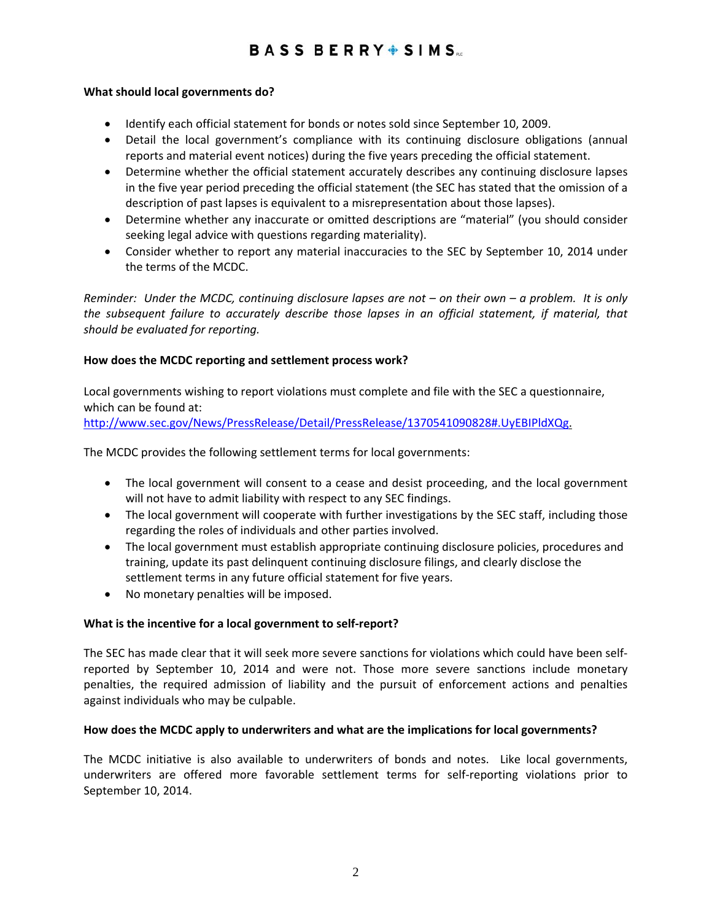### What should local governments do?

- Identify each official statement for bonds or notes sold since September 10, 2009.
- Detail the local government's compliance with its continuing disclosure obligations (annual reports and material event notices) during the five years preceding the official statement.
- Determine whether the official statement accurately describes any continuing disclosure lapses in the five year period preceding the official statement (the SEC has stated that the omission of a description of past lapses is equivalent to a misrepresentation about those lapses).
- Determine whether any inaccurate or omitted descriptions are "material" (you should consider seeking legal advice with questions regarding materiality).
- Consider whether to report any material inaccuracies to the SEC by September 10, 2014 under the terms of the MCDC.

*Reminder: Under the MCDC, continuing disclosure lapses are not – on their own – a problem. It is only the subsequent failure to accurately describe those lapses in an official statement, if material, that should be evaluated for reporting.*

### How does the MCDC reporting and settlement process work?

Local governments wishing to report violations must complete and file with the SEC a questionnaire, which can be found at: [http://www.sec.gov/News/PressRelease/Detail/PressRelease/1370541090828#.UyEBIPldXQg](http://www.sec.gov/News/PressRelease/Detail/PressRelease/1370541090828#.UyEBIPldXQg).

The MCDC provides the following settlement terms for local governments:

- The local government will consent to a cease and desist proceeding, and the local government will not have to admit liability with respect to any SEC findings.
- The local government will cooperate with further investigations by the SEC staff, including those regarding the roles of individuals and other parties involved.
- The local government must establish appropriate continuing disclosure policies, procedures and training, update its past delinquent continuing disclosure filings, and clearly disclose the settlement terms in any future official statement for five years.
- No monetary penalties will be imposed.

### What is the incentive for a local government to self-report?

The SEC has made clear that it will seek more severe sanctions for violations which could have been self-reported by September 10, 2014 and were not. Those more severe sanctions include monetary penalties, the required admission of liability and the pursuit of enforcement actions and penalties against individuals who may be culpable.

### How does the MCDC apply to underwriters and what are the implications for local governments?

The MCDC initiative is also available to underwriters of bonds and notes. Like local governments, underwriters are offered more favorable settlement terms for self-reporting violations prior to September 10, 2014.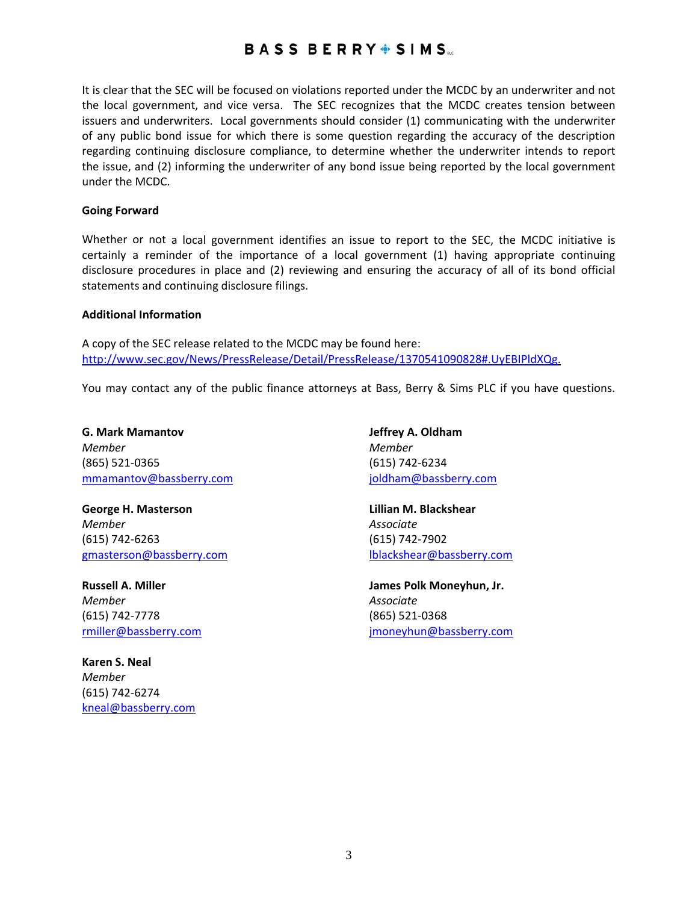It is clear that the SEC will be focused on violations reported under the MCDC by an underwriter and not the local government, and vice versa. The SEC recognizes that the MCDC creates tension between issuers and underwriters. Local governments should consider (1) communicating with the underwriter of any public bond issue for which there is some question regarding the accuracy of the description regarding continuing disclosure compliance, to determine whether the underwriter intends to report the issue, and (2) informing the underwriter of any bond issue being reported by the local government under the MCDC.

**Going Forward**

Whether or not a local government identifies an issue to report to the SEC, the MCDC initiative is certainly a reminder of the importance of a local government (1) having appropriate continuing disclosure procedures in place and (2) reviewing and ensuring the accuracy of all of its bond official statements and continuing disclosure filings.

**Additional Information**

A copy of the SEC release related to the MCDC may be found here: http://www.sec.gov/News/PressRelease/Detail/PressRelease/1370541090828#.UyEBIPldXQg.

You may contact any of the public finance attorneys at Bass, Berry & Sims PLC if you have questions.

**G. Mark Mamantov**
*Member*
(865) 521-0365
mmamantov@bassberry.com

**George H. Masterson**
*Member*
(615) 742-6263
gmasterson@bassberry.com

**Russell A. Miller**
*Member*
(615) 742-7778
rmiller@bassberry.com

**Karen S. Neal**
*Member*
(615) 742-6274
kneal@bassberry.com

**Jeffrey A. Oldham**
*Member*
(615) 742-6234
joldham@bassberry.com

**Lillian M. Blackshear**
*Associate*
(615) 742-7902
lblackshear@bassberry.com

**James Polk Moneyhun, Jr.**
*Associate*
(865) 521-0368
jmoneyhun@bassberry.com